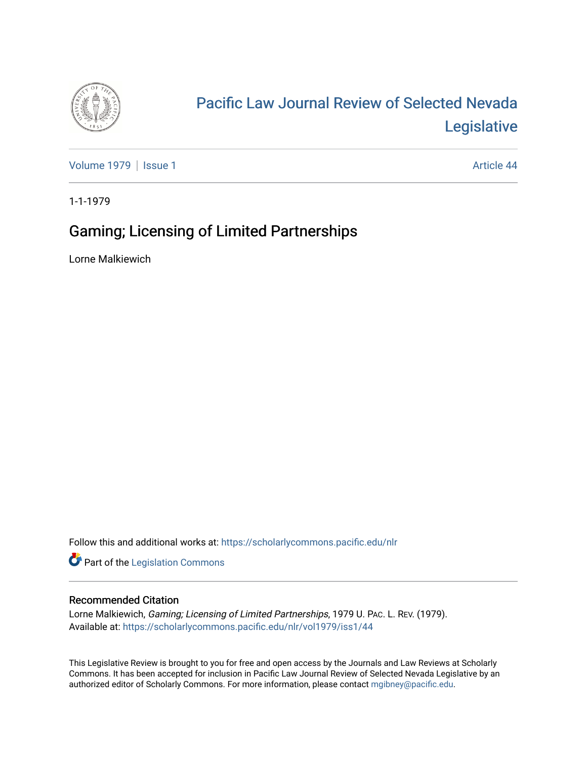# Pacific Law Journal Review of Selected Nevada Legislative

Volume 1979 | Issue 1 Article 44

1-1-1979

## Gaming; Licensing of Limited Partnerships

Lorne Malkiewich

Follow this and additional works at: https://scholarlycommons.pacific.edu/nlr

Part of the Legislation Commons

### Recommended Citation

Lorne Malkiewich, *Gaming; Licensing of Limited Partnerships*, 1979 U. Pac. L. Rev. (1979).
Available at: https://scholarlycommons.pacific.edu/nlr/vol1979/iss1/44

This Legislative Review is brought to you for free and open access by the Journals and Law Reviews at Scholarly Commons. It has been accepted for inclusion in Pacific Law Journal Review of Selected Nevada Legislative by an authorized editor of Scholarly Commons. For more information, please contact mgibney@pacific.edu.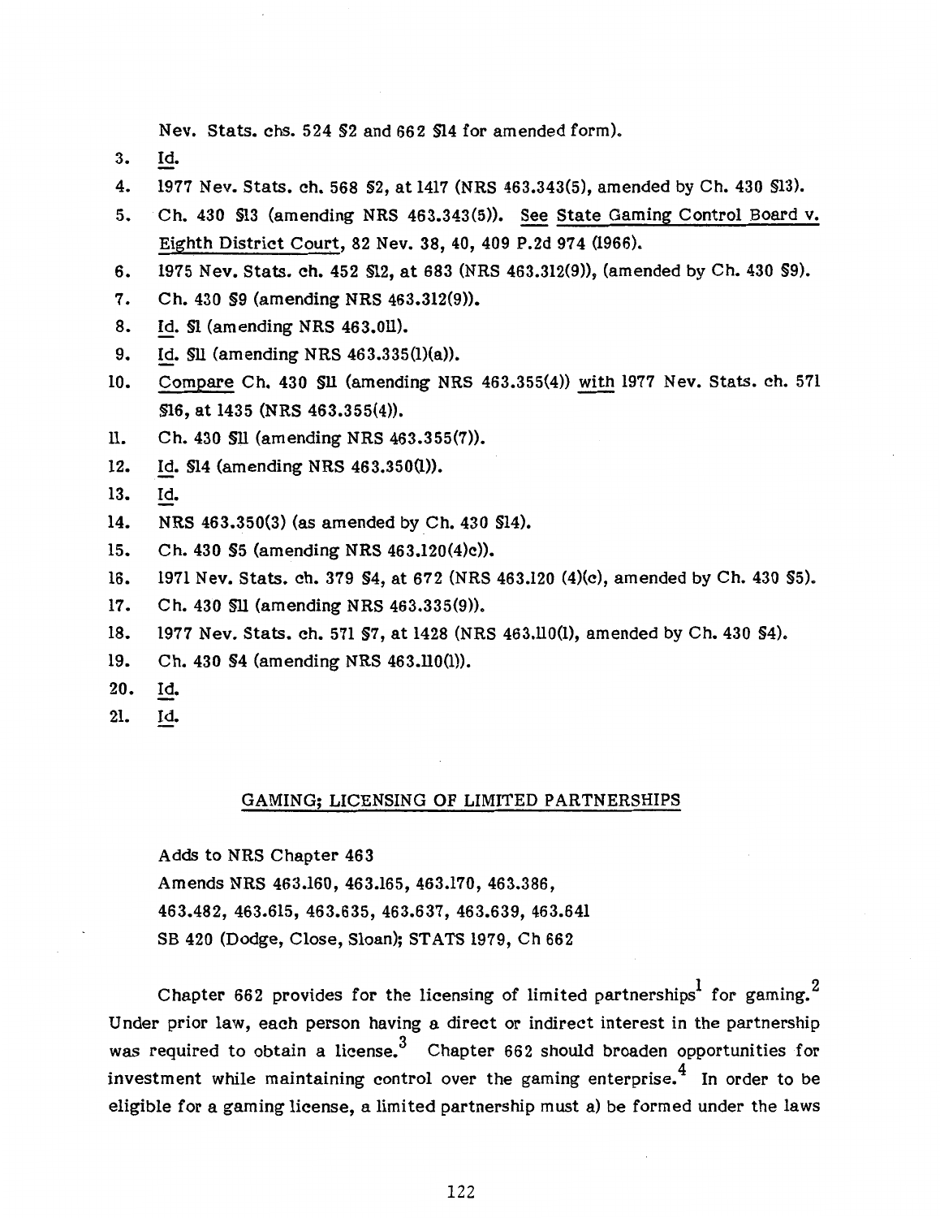Nev. Stats. chs. 524 §2 and 662 §14 for amended form).

3. Id.
4. 1977 Nev. Stats. ch. 568 §2, at 1417 (NRS 463.343(5), amended by Ch. 430 §13).
5. Ch. 430 §13 (amending NRS 463.343(5)). See State Gaming Control Board v. Eighth District Court, 82 Nev. 38, 40, 409 P.2d 974 (1966).
6. 1975 Nev. Stats. ch. 452 §12, at 683 (NRS 463.312(9)), (amended by Ch. 430 §9).
7. Ch. 430 §9 (amending NRS 463.312(9)).
8. Id. §1 (amending NRS 463.011).
9. Id. §11 (amending NRS 463.335(1)(a)).
10. Compare Ch. 430 §11 (amending NRS 463.355(4)) with 1977 Nev. Stats. ch. 571 §16, at 1435 (NRS 463.355(4)).
11. Ch. 430 §11 (amending NRS 463.355(7)).
12. Id. §14 (amending NRS 463.350(1)).
13. Id.
14. NRS 463.350(3) (as amended by Ch. 430 §14).
15. Ch. 430 §5 (amending NRS 463.120(4)c)).
16. 1971 Nev. Stats. ch. 379 §4, at 672 (NRS 463.120 (4)(c), amended by Ch. 430 §5).
17. Ch. 430 §11 (amending NRS 463.335(9)).
18. 1977 Nev. Stats. ch. 571 §7, at 1428 (NRS 463.110(1), amended by Ch. 430 §4).
19. Ch. 430 §4 (amending NRS 463.110(1)).
20. Id.
21. Id.

## GAMING; LICENSING OF LIMITED PARTNERSHIPS

Adds to NRS Chapter 463
Amends NRS 463.160, 463.165, 463.170, 463.386, 463.482, 463.615, 463.635, 463.637, 463.639, 463.641
SB 420 (Dodge, Close, Sloan); STATS 1979, Ch 662

Chapter 662 provides for the licensing of limited partnerships[1] for gaming.[2] Under prior law, each person having a direct or indirect interest in the partnership was required to obtain a license.[3] Chapter 662 should broaden opportunities for investment while maintaining control over the gaming enterprise.[4] In order to be eligible for a gaming license, a limited partnership must a) be formed under the laws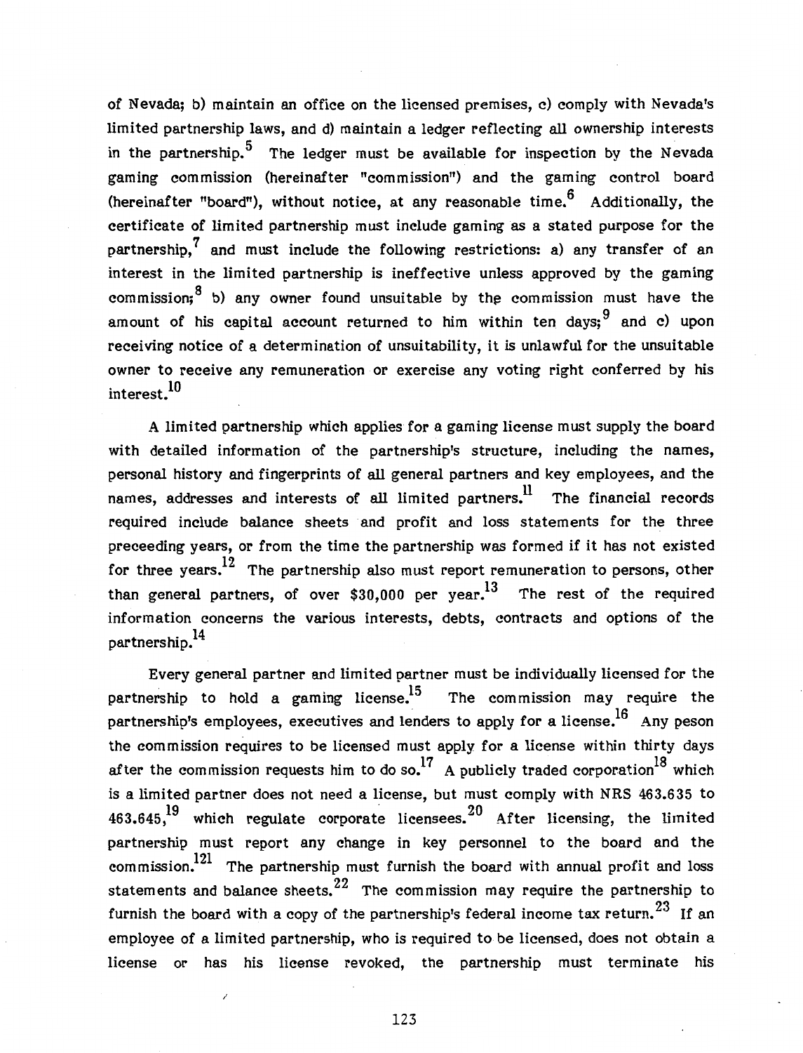of Nevada; b) maintain an office on the licensed premises, c) comply with Nevada's limited partnership laws, and d) maintain a ledger reflecting all ownership interests in the partnership.[5] The ledger must be available for inspection by the Nevada gaming commission (hereinafter "commission") and the gaming control board (hereinafter "board"), without notice, at any reasonable time.[6] Additionally, the certificate of limited partnership must include gaming as a stated purpose for the partnership,[7] and must include the following restrictions: a) any transfer of an interest in the limited partnership is ineffective unless approved by the gaming commission;[8] b) any owner found unsuitable by the commission must have the amount of his capital account returned to him within ten days;[9] and c) upon receiving notice of a determination of unsuitability, it is unlawful for the unsuitable owner to receive any remuneration or exercise any voting right conferred by his interest.[10]

A limited partnership which applies for a gaming license must supply the board with detailed information of the partnership's structure, including the names, personal history and fingerprints of all general partners and key employees, and the names, addresses and interests of all limited partners.[11] The financial records required include balance sheets and profit and loss statements for the three preceeding years, or from the time the partnership was formed if it has not existed for three years.[12] The partnership also must report remuneration to persons, other than general partners, of over $30,000 per year.[13] The rest of the required information concerns the various interests, debts, contracts and options of the partnership.[14]

Every general partner and limited partner must be individually licensed for the partnership to hold a gaming license.[15] The commission may require the partnership's employees, executives and lenders to apply for a license.[16] Any peson the commission requires to be licensed must apply for a license within thirty days after the commission requests him to do so.[17] A publicly traded corporation[18] which is a limited partner does not need a license, but must comply with NRS 463.635 to 463.645,[19] which regulate corporate licensees.[20] After licensing, the limited partnership must report any change in key personnel to the board and the commission.[121] The partnership must furnish the board with annual profit and loss statements and balance sheets.[22] The commission may require the partnership to furnish the board with a copy of the partnership's federal income tax return.[23] If an employee of a limited partnership, who is required to be licensed, does not obtain a license or has his license revoked, the partnership must terminate his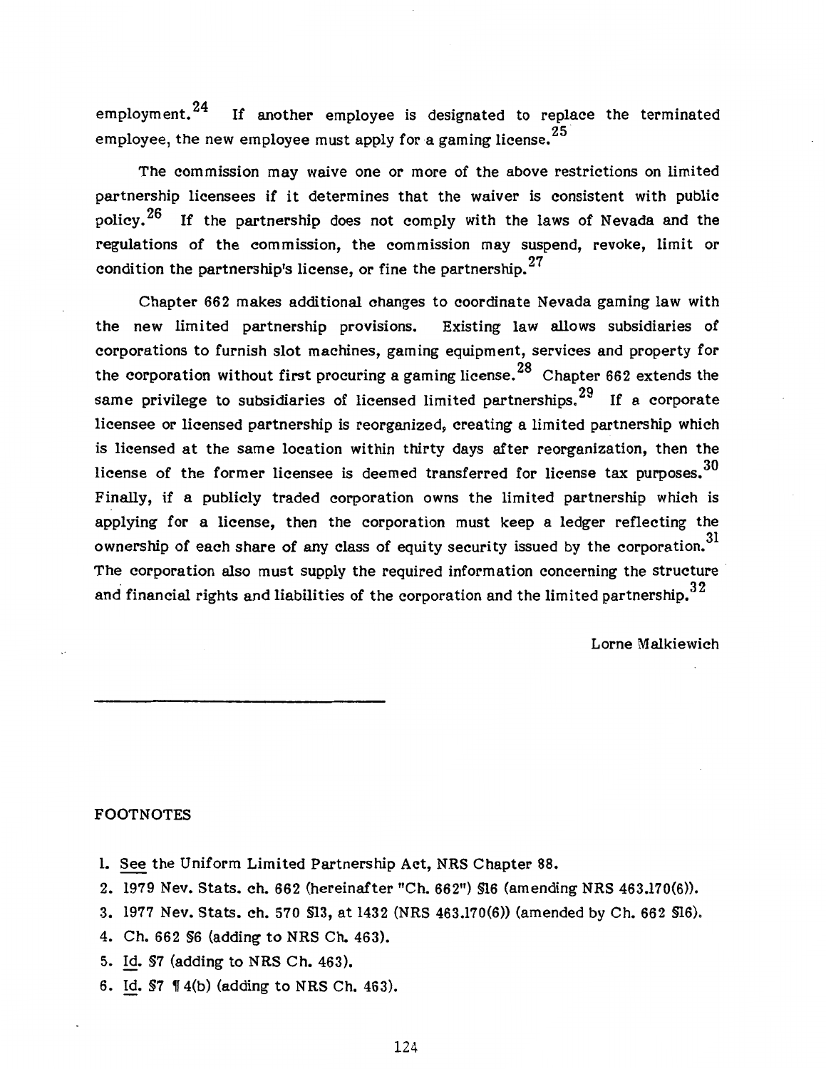employment.[24] If another employee is designated to replace the terminated employee, the new employee must apply for a gaming license.[25]

The commission may waive one or more of the above restrictions on limited partnership licensees if it determines that the waiver is consistent with public policy.[26] If the partnership does not comply with the laws of Nevada and the regulations of the commission, the commission may suspend, revoke, limit or condition the partnership's license, or fine the partnership.[27]

Chapter 662 makes additional changes to coordinate Nevada gaming law with the new limited partnership provisions. Existing law allows subsidiaries of corporations to furnish slot machines, gaming equipment, services and property for the corporation without first procuring a gaming license.[28] Chapter 662 extends the same privilege to subsidiaries of licensed limited partnerships.[29] If a corporate licensee or licensed partnership is reorganized, creating a limited partnership which is licensed at the same location within thirty days after reorganization, then the license of the former licensee is deemed transferred for license tax purposes.[30] Finally, if a publicly traded corporation owns the limited partnership which is applying for a license, then the corporation must keep a ledger reflecting the ownership of each share of any class of equity security issued by the corporation.[31] The corporation also must supply the required information concerning the structure and financial rights and liabilities of the corporation and the limited partnership.[32]

Lorne Malkiewich

---

FOOTNOTES

1. See the Uniform Limited Partnership Act, NRS Chapter 88.
2. 1979 Nev. Stats. ch. 662 (hereinafter "Ch. 662") §16 (amending NRS 463.170(6)).
3. 1977 Nev. Stats. ch. 570 §13, at 1432 (NRS 463.170(6)) (amended by Ch. 662 §16).
4. Ch. 662 §6 (adding to NRS Ch. 463).
5. Id. §7 (adding to NRS Ch. 463).
6. Id. §7 ¶4(b) (adding to NRS Ch. 463).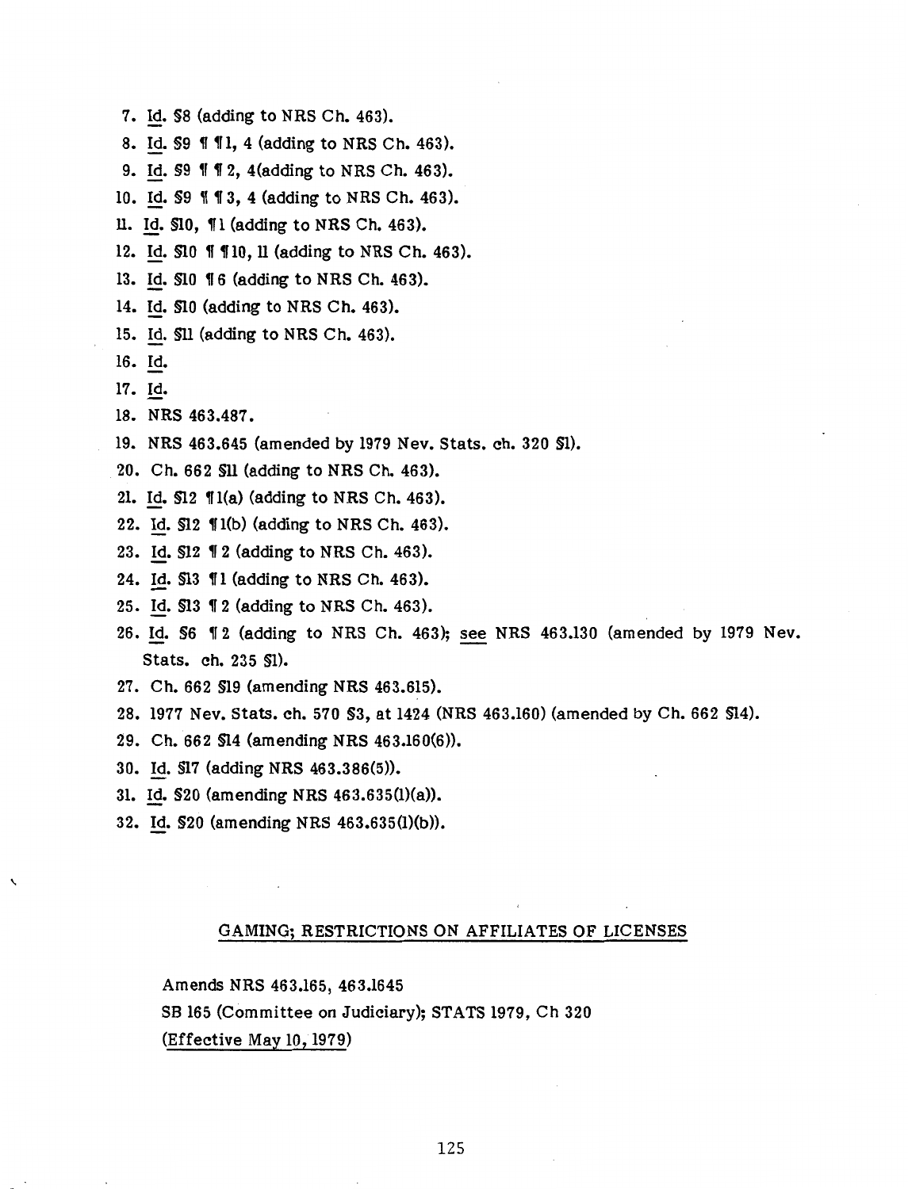7. Id. §8 (adding to NRS Ch. 463).
8. Id. §9 ¶¶1, 4 (adding to NRS Ch. 463).
9. Id. §9 ¶¶2, 4(adding to NRS Ch. 463).
10. Id. §9 ¶¶3, 4 (adding to NRS Ch. 463).
11. Id. §10, ¶1 (adding to NRS Ch. 463).
12. Id. §10 ¶¶10, 11 (adding to NRS Ch. 463).
13. Id. §10 ¶6 (adding to NRS Ch. 463).
14. Id. §10 (adding to NRS Ch. 463).
15. Id. §11 (adding to NRS Ch. 463).
16. Id.
17. Id.
18. NRS 463.487.
19. NRS 463.645 (amended by 1979 Nev. Stats. ch. 320 §1).
20. Ch. 662 §11 (adding to NRS Ch. 463).
21. Id. §12 ¶1(a) (adding to NRS Ch. 463).
22. Id. §12 ¶1(b) (adding to NRS Ch. 463).
23. Id. §12 ¶2 (adding to NRS Ch. 463).
24. Id. §13 ¶1 (adding to NRS Ch. 463).
25. Id. §13 ¶2 (adding to NRS Ch. 463).
26. Id. §6 ¶2 (adding to NRS Ch. 463); see NRS 463.130 (amended by 1979 Nev. Stats. ch. 235 §1).
27. Ch. 662 §19 (amending NRS 463.615).
28. 1977 Nev. Stats. ch. 570 §3, at 1424 (NRS 463.160) (amended by Ch. 662 §14).
29. Ch. 662 §14 (amending NRS 463.160(6)).
30. Id. §17 (adding NRS 463.386(5)).
31. Id. §20 (amending NRS 463.635(1)(a)).
32. Id. §20 (amending NRS 463.635(1)(b)).

## GAMING; RESTRICTIONS ON AFFILIATES OF LICENSES

Amends NRS 463.165, 463.1645
SB 165 (Committee on Judiciary); STATS 1979, Ch 320
(Effective May 10, 1979)